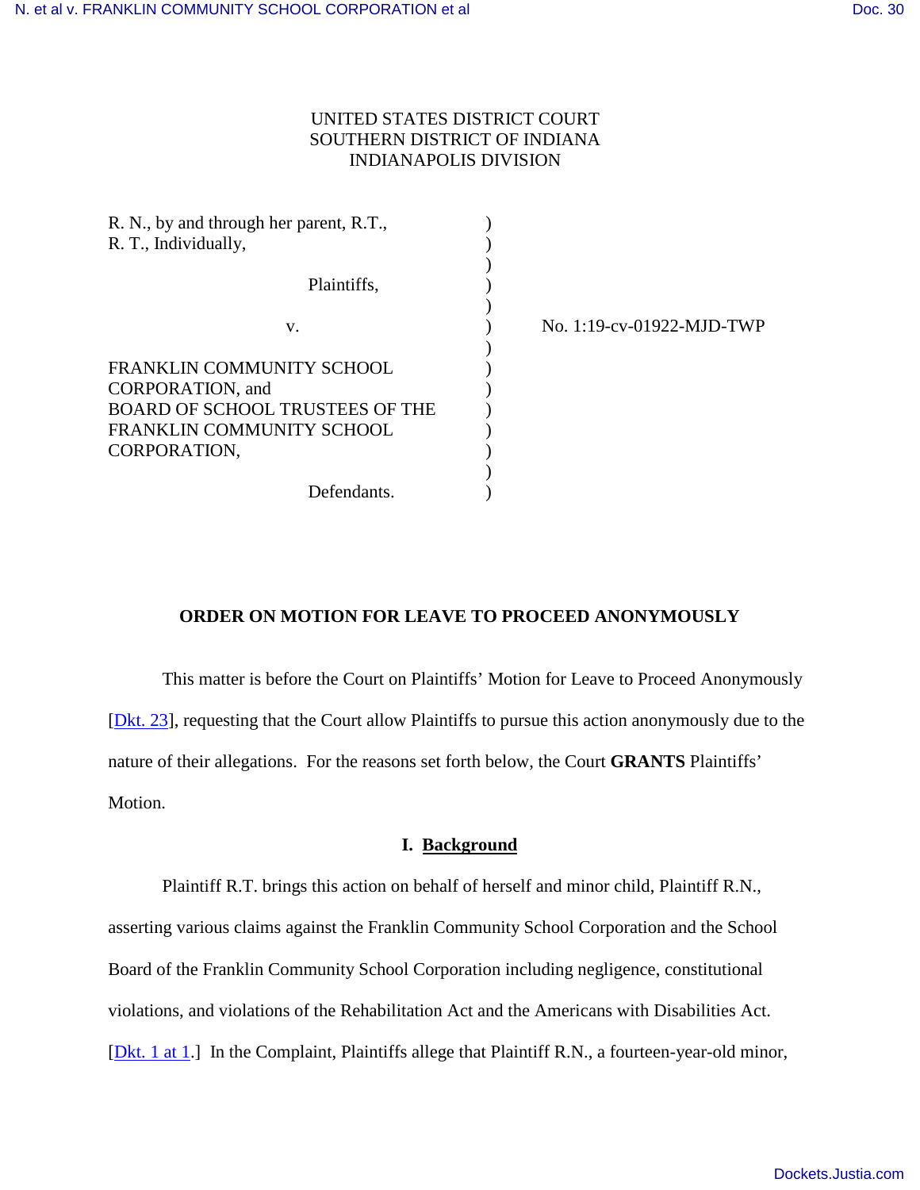UNITED STATES DISTRICT COURT
SOUTHERN DISTRICT OF INDIANA
INDIANAPOLIS DIVISION

R. N., by and through her parent, R.T.,
R. T., Individually,

Plaintiffs,

v.

FRANKLIN COMMUNITY SCHOOL CORPORATION, and
BOARD OF SCHOOL TRUSTEES OF THE FRANKLIN COMMUNITY SCHOOL CORPORATION,

Defendants.

No. 1:19-cv-01922-MJD-TWP

**ORDER ON MOTION FOR LEAVE TO PROCEED ANONYMOUSLY**

This matter is before the Court on Plaintiffs' Motion for Leave to Proceed Anonymously [Dkt. 23], requesting that the Court allow Plaintiffs to pursue this action anonymously due to the nature of their allegations. For the reasons set forth below, the Court **GRANTS** Plaintiffs' Motion.

## I. Background

Plaintiff R.T. brings this action on behalf of herself and minor child, Plaintiff R.N., asserting various claims against the Franklin Community School Corporation and the School Board of the Franklin Community School Corporation including negligence, constitutional violations, and violations of the Rehabilitation Act and the Americans with Disabilities Act. [Dkt. 1 at 1.] In the Complaint, Plaintiffs allege that Plaintiff R.N., a fourteen-year-old minor,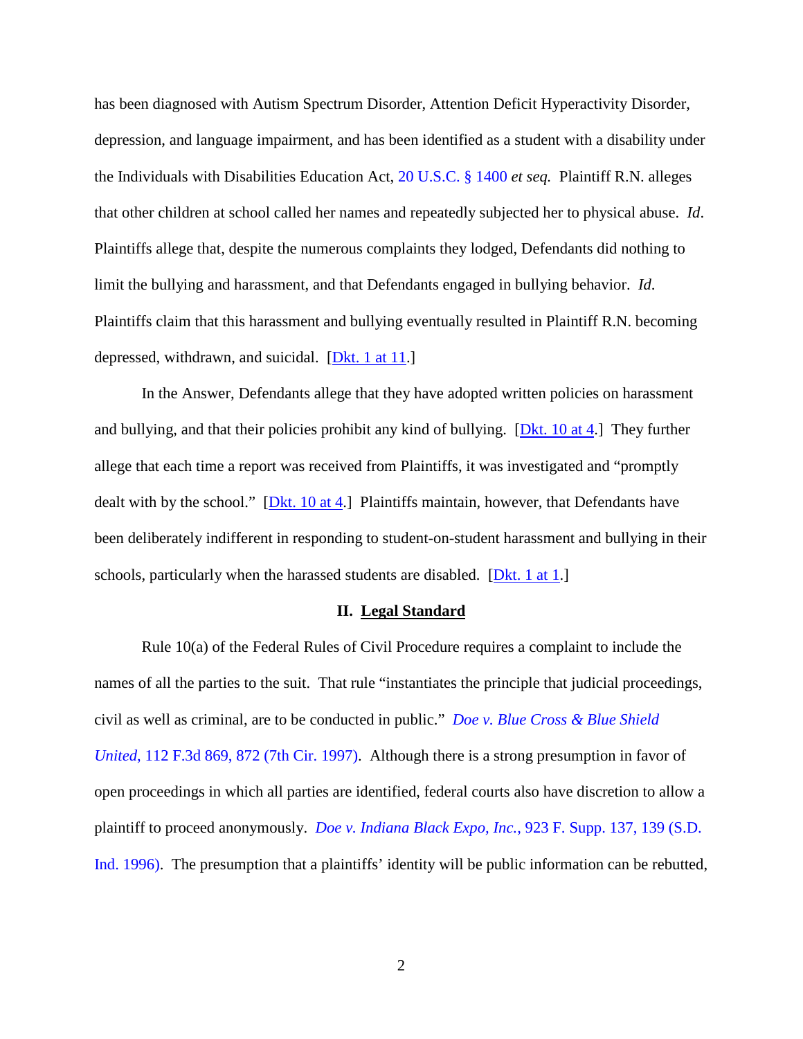has been diagnosed with Autism Spectrum Disorder, Attention Deficit Hyperactivity Disorder, depression, and language impairment, and has been identified as a student with a disability under the Individuals with Disabilities Education Act, 20 U.S.C. § 1400 *et seq.* Plaintiff R.N. alleges that other children at school called her names and repeatedly subjected her to physical abuse. *Id*. Plaintiffs allege that, despite the numerous complaints they lodged, Defendants did nothing to limit the bullying and harassment, and that Defendants engaged in bullying behavior. *Id*. Plaintiffs claim that this harassment and bullying eventually resulted in Plaintiff R.N. becoming depressed, withdrawn, and suicidal. [Dkt. 1 at 11.]

In the Answer, Defendants allege that they have adopted written policies on harassment and bullying, and that their policies prohibit any kind of bullying. [Dkt. 10 at 4.] They further allege that each time a report was received from Plaintiffs, it was investigated and "promptly dealt with by the school." [Dkt. 10 at 4.] Plaintiffs maintain, however, that Defendants have been deliberately indifferent in responding to student-on-student harassment and bullying in their schools, particularly when the harassed students are disabled. [Dkt. 1 at 1.]

## II. Legal Standard

Rule 10(a) of the Federal Rules of Civil Procedure requires a complaint to include the names of all the parties to the suit. That rule "instantiates the principle that judicial proceedings, civil as well as criminal, are to be conducted in public." *Doe v. Blue Cross & Blue Shield United*, 112 F.3d 869, 872 (7th Cir. 1997). Although there is a strong presumption in favor of open proceedings in which all parties are identified, federal courts also have discretion to allow a plaintiff to proceed anonymously. *Doe v. Indiana Black Expo, Inc.*, 923 F. Supp. 137, 139 (S.D. Ind. 1996). The presumption that a plaintiffs' identity will be public information can be rebutted,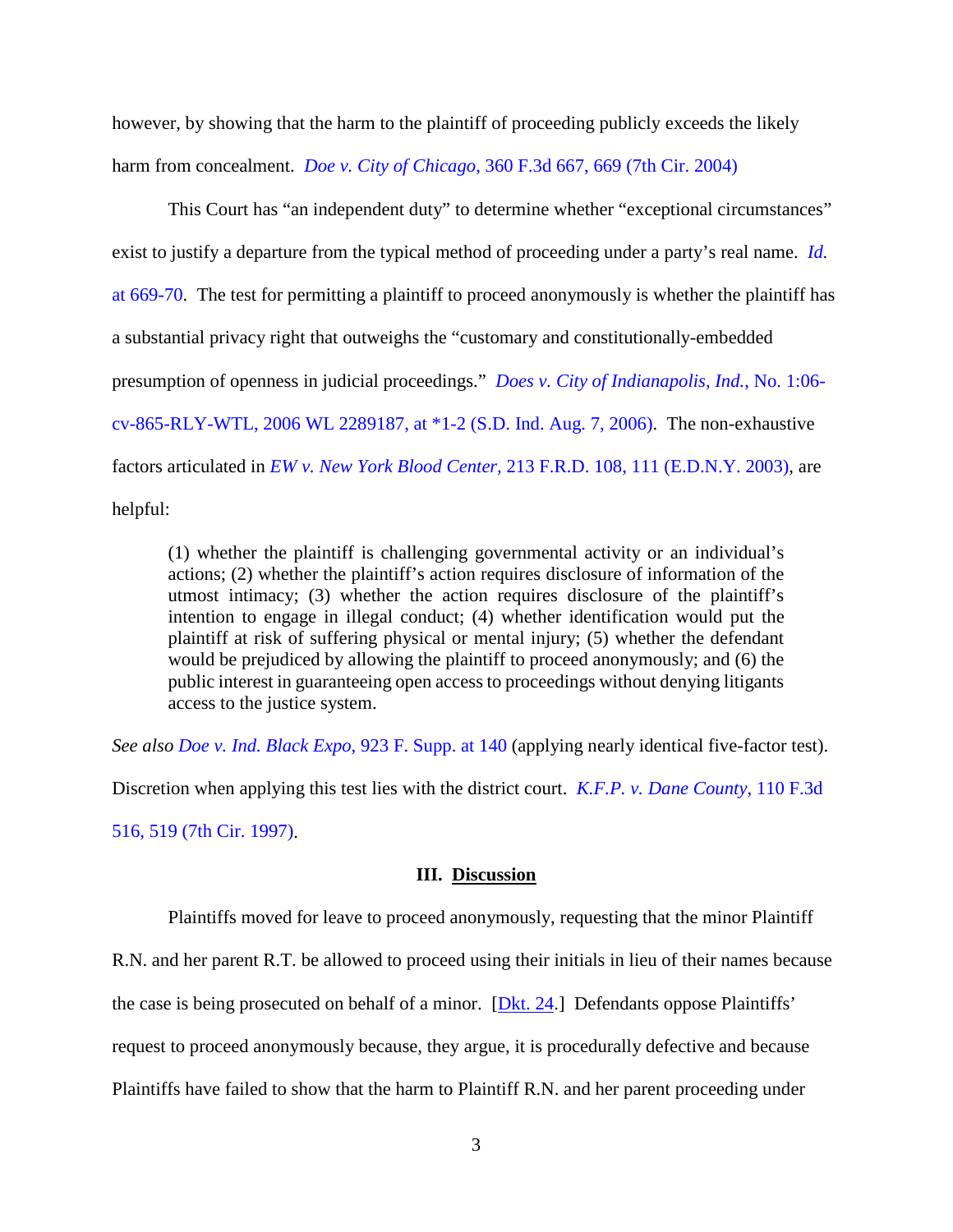however, by showing that the harm to the plaintiff of proceeding publicly exceeds the likely harm from concealment. *Doe v. City of Chicago*, 360 F.3d 667, 669 (7th Cir. 2004)

This Court has "an independent duty" to determine whether "exceptional circumstances" exist to justify a departure from the typical method of proceeding under a party's real name. *Id.* at 669-70. The test for permitting a plaintiff to proceed anonymously is whether the plaintiff has a substantial privacy right that outweighs the "customary and constitutionally-embedded presumption of openness in judicial proceedings." *Does v. City of Indianapolis, Ind.*, No. 1:06-cv-865-RLY-WTL, 2006 WL 2289187, at *1-2 (S.D. Ind. Aug. 7, 2006). The non-exhaustive factors articulated in *EW v. New York Blood Center*, 213 F.R.D. 108, 111 (E.D.N.Y. 2003), are helpful:

> (1) whether the plaintiff is challenging governmental activity or an individual's actions; (2) whether the plaintiff's action requires disclosure of information of the utmost intimacy; (3) whether the action requires disclosure of the plaintiff's intention to engage in illegal conduct; (4) whether identification would put the plaintiff at risk of suffering physical or mental injury; (5) whether the defendant would be prejudiced by allowing the plaintiff to proceed anonymously; and (6) the public interest in guaranteeing open access to proceedings without denying litigants access to the justice system.

*See also Doe v. Ind. Black Expo*, 923 F. Supp. at 140 (applying nearly identical five-factor test). Discretion when applying this test lies with the district court. *K.F.P. v. Dane County*, 110 F.3d 516, 519 (7th Cir. 1997).

## III. **Discussion**

Plaintiffs moved for leave to proceed anonymously, requesting that the minor Plaintiff R.N. and her parent R.T. be allowed to proceed using their initials in lieu of their names because the case is being prosecuted on behalf of a minor. [Dkt. 24.] Defendants oppose Plaintiffs' request to proceed anonymously because, they argue, it is procedurally defective and because Plaintiffs have failed to show that the harm to Plaintiff R.N. and her parent proceeding under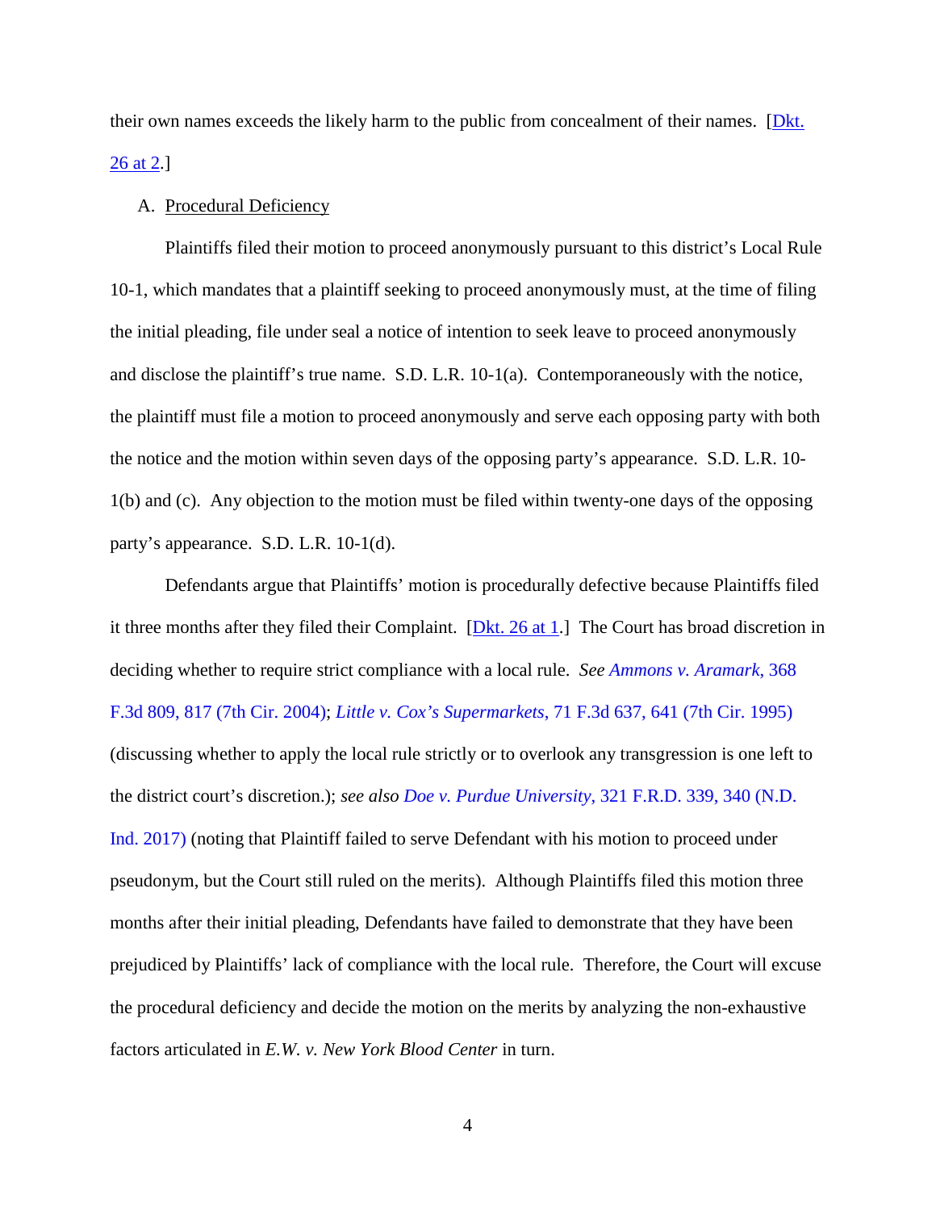their own names exceeds the likely harm to the public from concealment of their names. [Dkt. 26 at 2.]

A. Procedural Deficiency

Plaintiffs filed their motion to proceed anonymously pursuant to this district's Local Rule 10-1, which mandates that a plaintiff seeking to proceed anonymously must, at the time of filing the initial pleading, file under seal a notice of intention to seek leave to proceed anonymously and disclose the plaintiff's true name. S.D. L.R. 10-1(a). Contemporaneously with the notice, the plaintiff must file a motion to proceed anonymously and serve each opposing party with both the notice and the motion within seven days of the opposing party's appearance. S.D. L.R. 10-1(b) and (c). Any objection to the motion must be filed within twenty-one days of the opposing party's appearance. S.D. L.R. 10-1(d).

Defendants argue that Plaintiffs' motion is procedurally defective because Plaintiffs filed it three months after they filed their Complaint. [Dkt. 26 at 1.] The Court has broad discretion in deciding whether to require strict compliance with a local rule. *See Ammons v. Aramark*, 368 F.3d 809, 817 (7th Cir. 2004); *Little v. Cox's Supermarkets*, 71 F.3d 637, 641 (7th Cir. 1995) (discussing whether to apply the local rule strictly or to overlook any transgression is one left to the district court's discretion.); *see also Doe v. Purdue University*, 321 F.R.D. 339, 340 (N.D. Ind. 2017) (noting that Plaintiff failed to serve Defendant with his motion to proceed under pseudonym, but the Court still ruled on the merits). Although Plaintiffs filed this motion three months after their initial pleading, Defendants have failed to demonstrate that they have been prejudiced by Plaintiffs' lack of compliance with the local rule. Therefore, the Court will excuse the procedural deficiency and decide the motion on the merits by analyzing the non-exhaustive factors articulated in *E.W. v. New York Blood Center* in turn.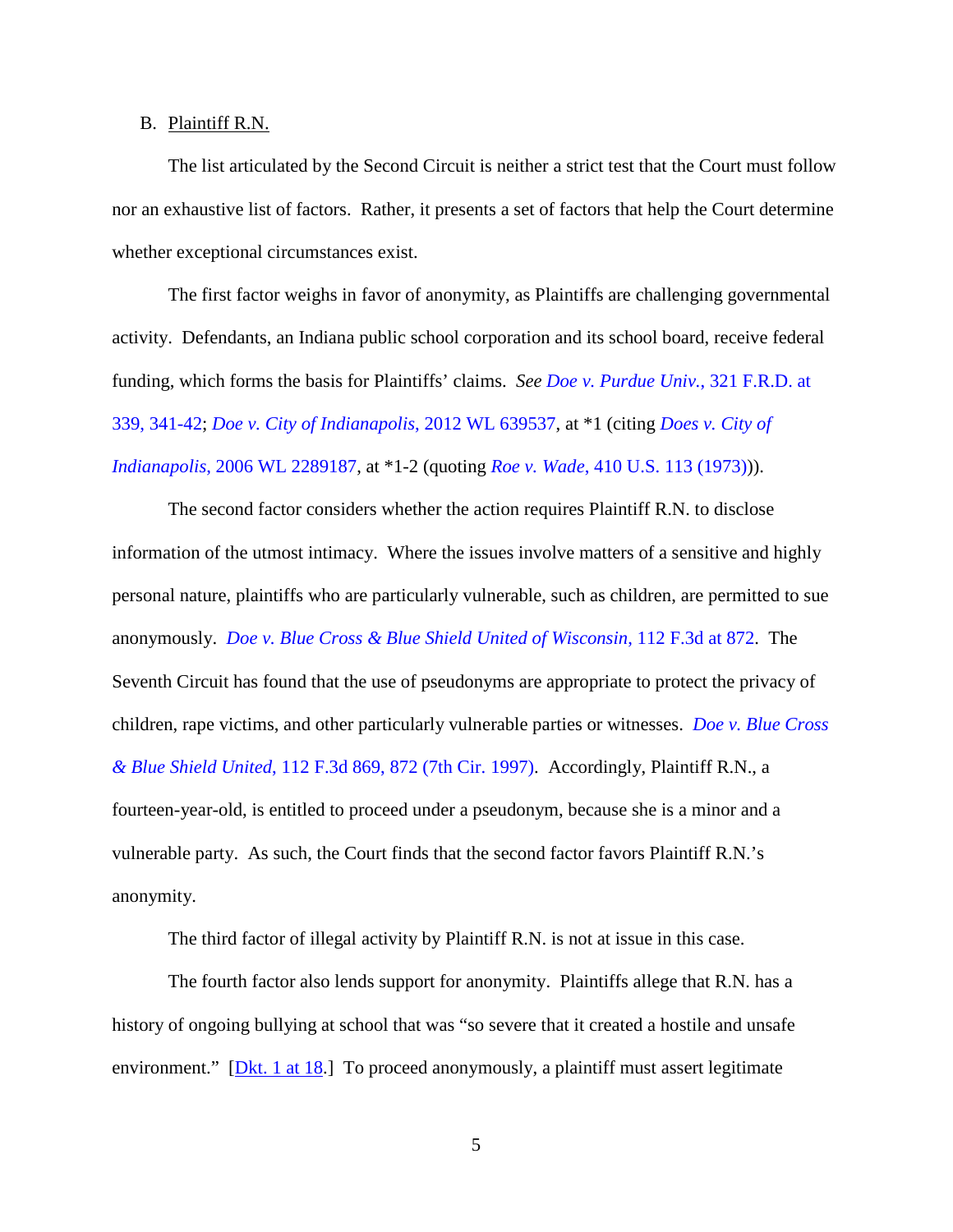B. Plaintiff R.N.

The list articulated by the Second Circuit is neither a strict test that the Court must follow nor an exhaustive list of factors. Rather, it presents a set of factors that help the Court determine whether exceptional circumstances exist.

The first factor weighs in favor of anonymity, as Plaintiffs are challenging governmental activity. Defendants, an Indiana public school corporation and its school board, receive federal funding, which forms the basis for Plaintiffs' claims. *See Doe v. Purdue Univ.*, 321 F.R.D. at 339, 341-42; *Doe v. City of Indianapolis*, 2012 WL 639537, at *1 (citing *Does v. City of Indianapolis*, 2006 WL 2289187, at *1-2 (quoting *Roe v. Wade*, 410 U.S. 113 (1973))).

The second factor considers whether the action requires Plaintiff R.N. to disclose information of the utmost intimacy. Where the issues involve matters of a sensitive and highly personal nature, plaintiffs who are particularly vulnerable, such as children, are permitted to sue anonymously. *Doe v. Blue Cross & Blue Shield United of Wisconsin*, 112 F.3d at 872. The Seventh Circuit has found that the use of pseudonyms are appropriate to protect the privacy of children, rape victims, and other particularly vulnerable parties or witnesses. *Doe v. Blue Cross & Blue Shield United*, 112 F.3d 869, 872 (7th Cir. 1997). Accordingly, Plaintiff R.N., a fourteen-year-old, is entitled to proceed under a pseudonym, because she is a minor and a vulnerable party. As such, the Court finds that the second factor favors Plaintiff R.N.'s anonymity.

The third factor of illegal activity by Plaintiff R.N. is not at issue in this case.

The fourth factor also lends support for anonymity. Plaintiffs allege that R.N. has a history of ongoing bullying at school that was "so severe that it created a hostile and unsafe environment." [Dkt. 1 at 18.] To proceed anonymously, a plaintiff must assert legitimate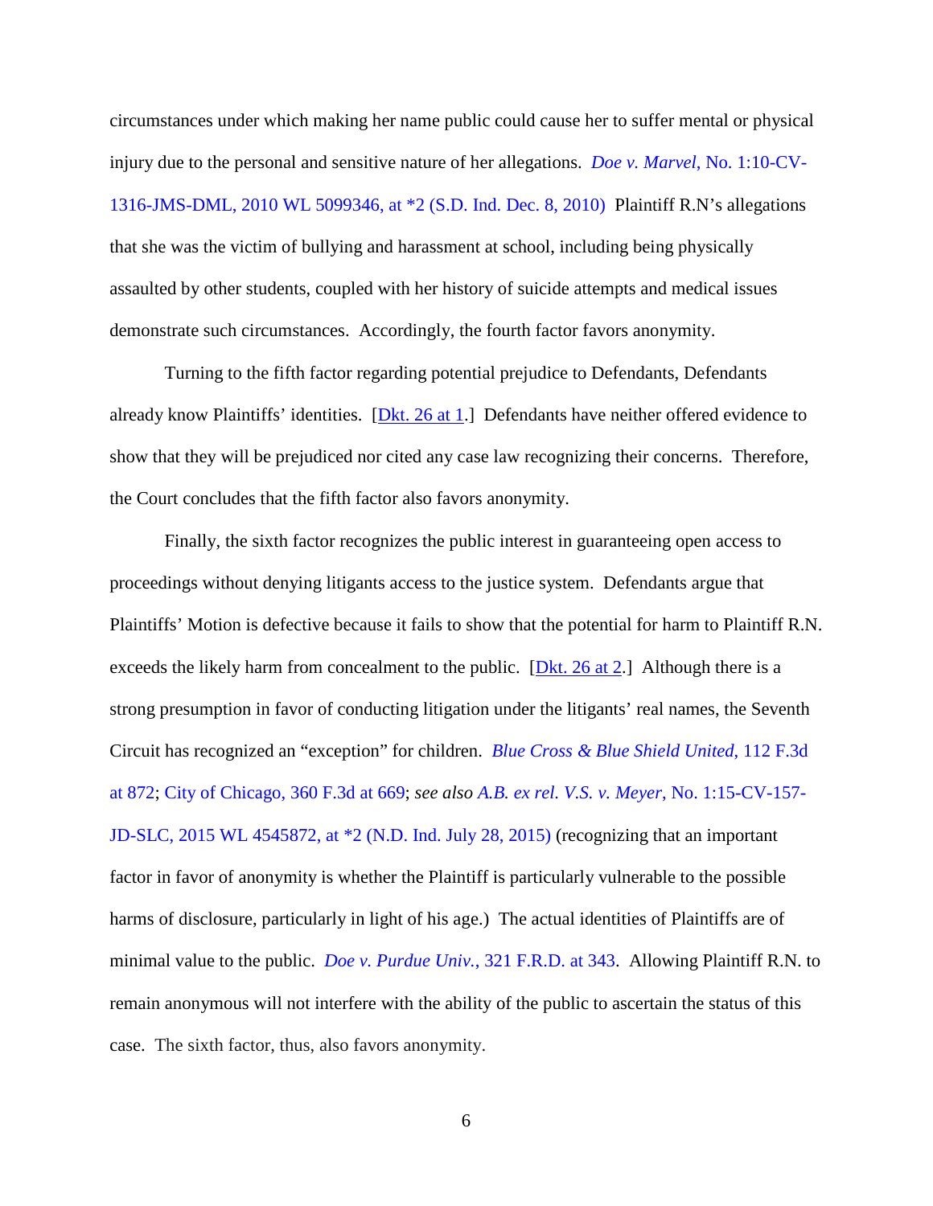circumstances under which making her name public could cause her to suffer mental or physical injury due to the personal and sensitive nature of her allegations. *Doe v. Marvel*, No. 1:10-CV-1316-JMS-DML, 2010 WL 5099346, at *2 (S.D. Ind. Dec. 8, 2010) Plaintiff R.N's allegations that she was the victim of bullying and harassment at school, including being physically assaulted by other students, coupled with her history of suicide attempts and medical issues demonstrate such circumstances. Accordingly, the fourth factor favors anonymity.

Turning to the fifth factor regarding potential prejudice to Defendants, Defendants already know Plaintiffs' identities. [Dkt. 26 at 1.] Defendants have neither offered evidence to show that they will be prejudiced nor cited any case law recognizing their concerns. Therefore, the Court concludes that the fifth factor also favors anonymity.

Finally, the sixth factor recognizes the public interest in guaranteeing open access to proceedings without denying litigants access to the justice system. Defendants argue that Plaintiffs' Motion is defective because it fails to show that the potential for harm to Plaintiff R.N. exceeds the likely harm from concealment to the public. [Dkt. 26 at 2.] Although there is a strong presumption in favor of conducting litigation under the litigants' real names, the Seventh Circuit has recognized an "exception" for children. *Blue Cross & Blue Shield United*, 112 F.3d at 872; City of Chicago, 360 F.3d at 669; *see also A.B. ex rel. V.S. v. Meyer*, No. 1:15-CV-157-JD-SLC, 2015 WL 4545872, at *2 (N.D. Ind. July 28, 2015) (recognizing that an important factor in favor of anonymity is whether the Plaintiff is particularly vulnerable to the possible harms of disclosure, particularly in light of his age.) The actual identities of Plaintiffs are of minimal value to the public. *Doe v. Purdue Univ.*, 321 F.R.D. at 343. Allowing Plaintiff R.N. to remain anonymous will not interfere with the ability of the public to ascertain the status of this case. The sixth factor, thus, also favors anonymity.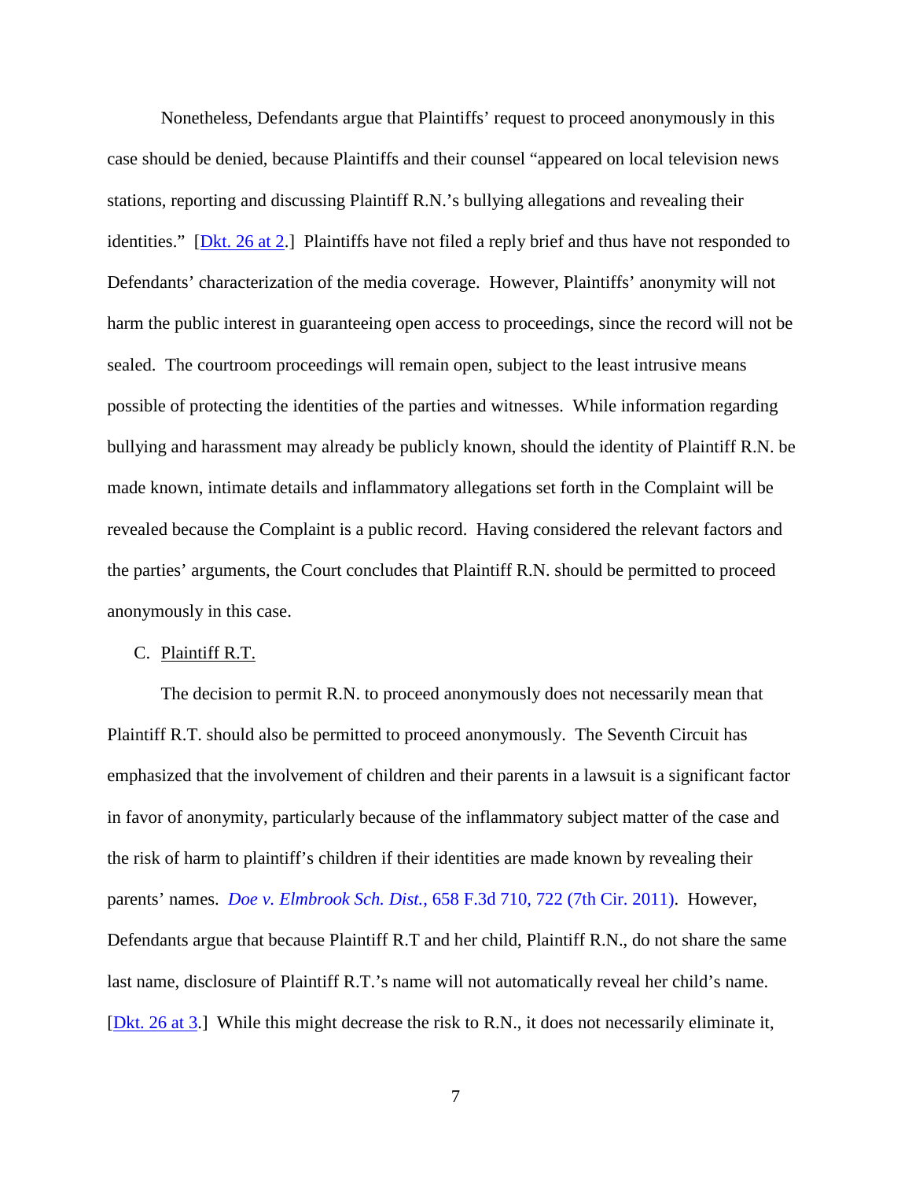Nonetheless, Defendants argue that Plaintiffs' request to proceed anonymously in this case should be denied, because Plaintiffs and their counsel "appeared on local television news stations, reporting and discussing Plaintiff R.N.'s bullying allegations and revealing their identities." [Dkt. 26 at 2.] Plaintiffs have not filed a reply brief and thus have not responded to Defendants' characterization of the media coverage. However, Plaintiffs' anonymity will not harm the public interest in guaranteeing open access to proceedings, since the record will not be sealed. The courtroom proceedings will remain open, subject to the least intrusive means possible of protecting the identities of the parties and witnesses. While information regarding bullying and harassment may already be publicly known, should the identity of Plaintiff R.N. be made known, intimate details and inflammatory allegations set forth in the Complaint will be revealed because the Complaint is a public record. Having considered the relevant factors and the parties' arguments, the Court concludes that Plaintiff R.N. should be permitted to proceed anonymously in this case.

C. Plaintiff R.T.

The decision to permit R.N. to proceed anonymously does not necessarily mean that Plaintiff R.T. should also be permitted to proceed anonymously. The Seventh Circuit has emphasized that the involvement of children and their parents in a lawsuit is a significant factor in favor of anonymity, particularly because of the inflammatory subject matter of the case and the risk of harm to plaintiff's children if their identities are made known by revealing their parents' names. *Doe v. Elmbrook Sch. Dist.*, 658 F.3d 710, 722 (7th Cir. 2011). However, Defendants argue that because Plaintiff R.T and her child, Plaintiff R.N., do not share the same last name, disclosure of Plaintiff R.T.'s name will not automatically reveal her child's name. [Dkt. 26 at 3.] While this might decrease the risk to R.N., it does not necessarily eliminate it,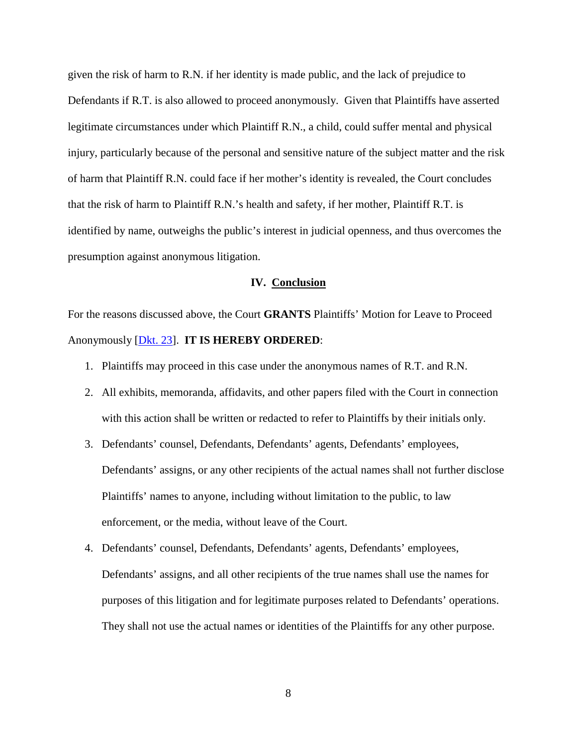given the risk of harm to R.N. if her identity is made public, and the lack of prejudice to Defendants if R.T. is also allowed to proceed anonymously. Given that Plaintiffs have asserted legitimate circumstances under which Plaintiff R.N., a child, could suffer mental and physical injury, particularly because of the personal and sensitive nature of the subject matter and the risk of harm that Plaintiff R.N. could face if her mother's identity is revealed, the Court concludes that the risk of harm to Plaintiff R.N.'s health and safety, if her mother, Plaintiff R.T. is identified by name, outweighs the public's interest in judicial openness, and thus overcomes the presumption against anonymous litigation.

## IV. Conclusion

For the reasons discussed above, the Court **GRANTS** Plaintiffs' Motion for Leave to Proceed Anonymously [Dkt. 23]. **IT IS HEREBY ORDERED**:

1. Plaintiffs may proceed in this case under the anonymous names of R.T. and R.N.
2. All exhibits, memoranda, affidavits, and other papers filed with the Court in connection with this action shall be written or redacted to refer to Plaintiffs by their initials only.
3. Defendants' counsel, Defendants, Defendants' agents, Defendants' employees, Defendants' assigns, or any other recipients of the actual names shall not further disclose Plaintiffs' names to anyone, including without limitation to the public, to law enforcement, or the media, without leave of the Court.
4. Defendants' counsel, Defendants, Defendants' agents, Defendants' employees, Defendants' assigns, and all other recipients of the true names shall use the names for purposes of this litigation and for legitimate purposes related to Defendants' operations. They shall not use the actual names or identities of the Plaintiffs for any other purpose.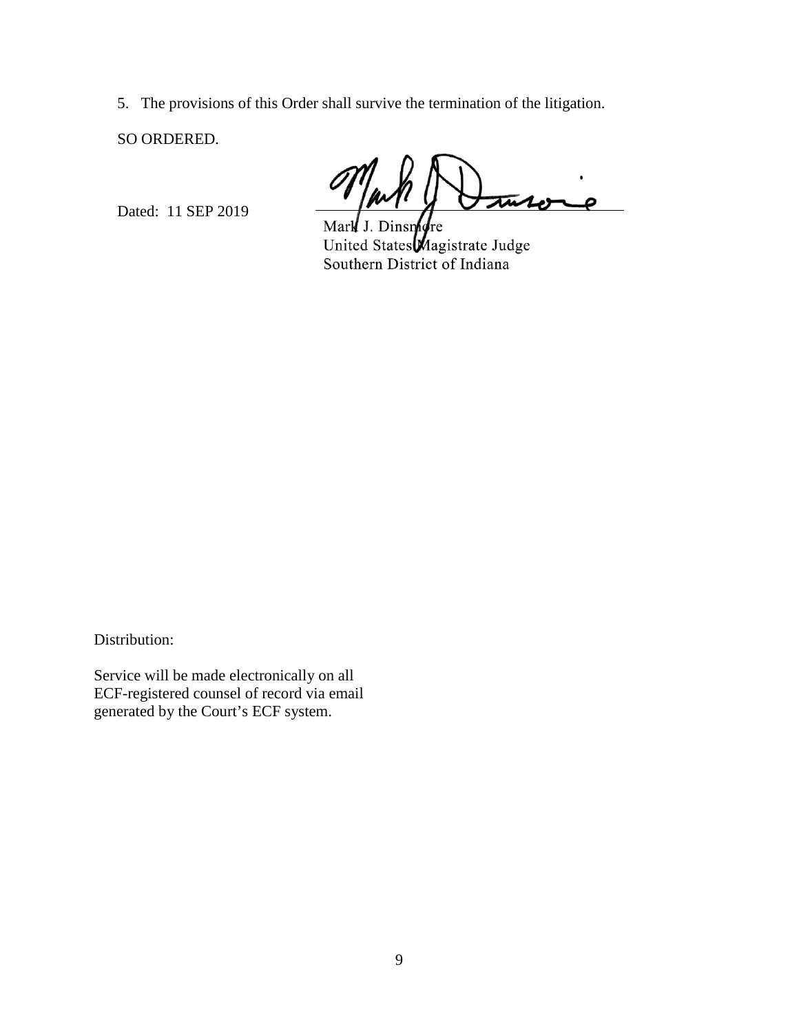5. The provisions of this Order shall survive the termination of the litigation.

SO ORDERED.

Dated: 11 SEP 2019

Mark J. Dinsmore
United States Magistrate Judge
Southern District of Indiana

Distribution:

Service will be made electronically on all ECF-registered counsel of record via email generated by the Court's ECF system.